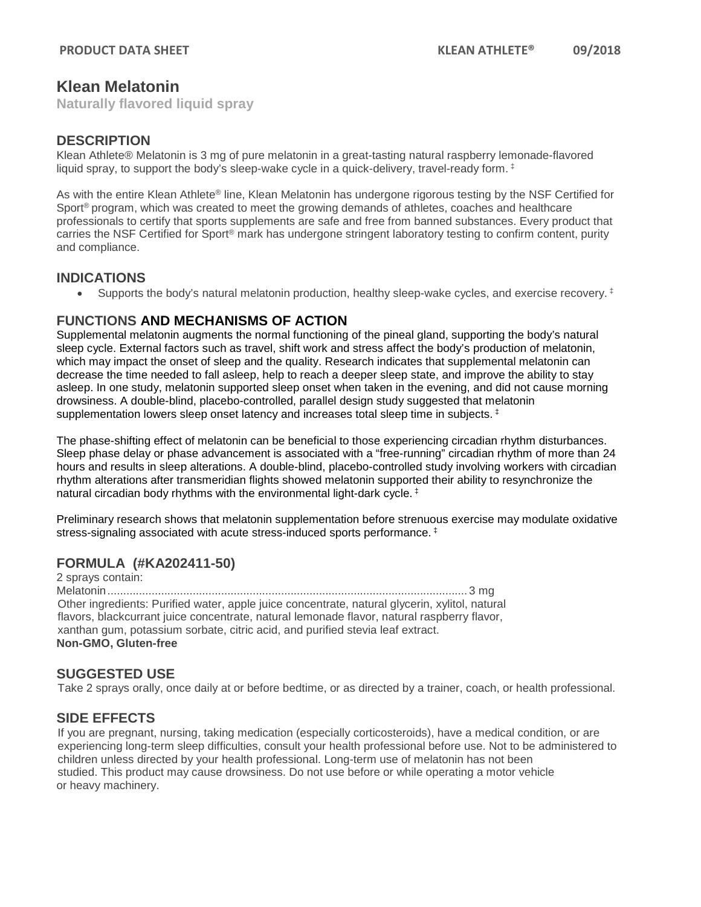# Klean Melatonin

**Naturally flavored liquid spray**

## DESCRIPTION

Klean Athlete® Melatonin is 3 mg of pure melatonin in a great-tasting natural raspberry lemonade-flavored liquid spray, to support the body's sleep-wake cycle in a quick-delivery, travel-ready form. ‡

As with the entire Klean Athlete® line, Klean Melatonin has undergone rigorous testing by the NSF Certified for Sport® program, which was created to meet the growing demands of athletes, coaches and healthcare professionals to certify that sports supplements are safe and free from banned substances. Every product that carries the NSF Certified for Sport® mark has undergone stringent laboratory testing to confirm content, purity and compliance.

## INDICATIONS

- Supports the body's natural melatonin production, healthy sleep-wake cycles, and exercise recovery. ‡

## FUNCTIONS AND MECHANISMS OF ACTION

Supplemental melatonin augments the normal functioning of the pineal gland, supporting the body's natural sleep cycle. External factors such as travel, shift work and stress affect the body's production of melatonin, which may impact the onset of sleep and the quality. Research indicates that supplemental melatonin can decrease the time needed to fall asleep, help to reach a deeper sleep state, and improve the ability to stay asleep. In one study, melatonin supported sleep onset when taken in the evening, and did not cause morning drowsiness. A double-blind, placebo-controlled, parallel design study suggested that melatonin supplementation lowers sleep onset latency and increases total sleep time in subjects. ‡

The phase-shifting effect of melatonin can be beneficial to those experiencing circadian rhythm disturbances. Sleep phase delay or phase advancement is associated with a "free-running" circadian rhythm of more than 24 hours and results in sleep alterations. A double-blind, placebo-controlled study involving workers with circadian rhythm alterations after transmeridian flights showed melatonin supported their ability to resynchronize the natural circadian body rhythms with the environmental light-dark cycle. ‡

Preliminary research shows that melatonin supplementation before strenuous exercise may modulate oxidative stress-signaling associated with acute stress-induced sports performance. ‡

## FORMULA (#KA202411-50)

2 sprays contain:

Melatonin.......................................................................................................... 3 mg

Other ingredients: Purified water, apple juice concentrate, natural glycerin, xylitol, natural flavors, blackcurrant juice concentrate, natural lemonade flavor, natural raspberry flavor, xanthan gum, potassium sorbate, citric acid, and purified stevia leaf extract.

**Non-GMO, Gluten-free**

## SUGGESTED USE

Take 2 sprays orally, once daily at or before bedtime, or as directed by a trainer, coach, or health professional.

## SIDE EFFECTS

If you are pregnant, nursing, taking medication (especially corticosteroids), have a medical condition, or are experiencing long-term sleep difficulties, consult your health professional before use. Not to be administered to children unless directed by your health professional. Long-term use of melatonin has not been studied. This product may cause drowsiness. Do not use before or while operating a motor vehicle or heavy machinery.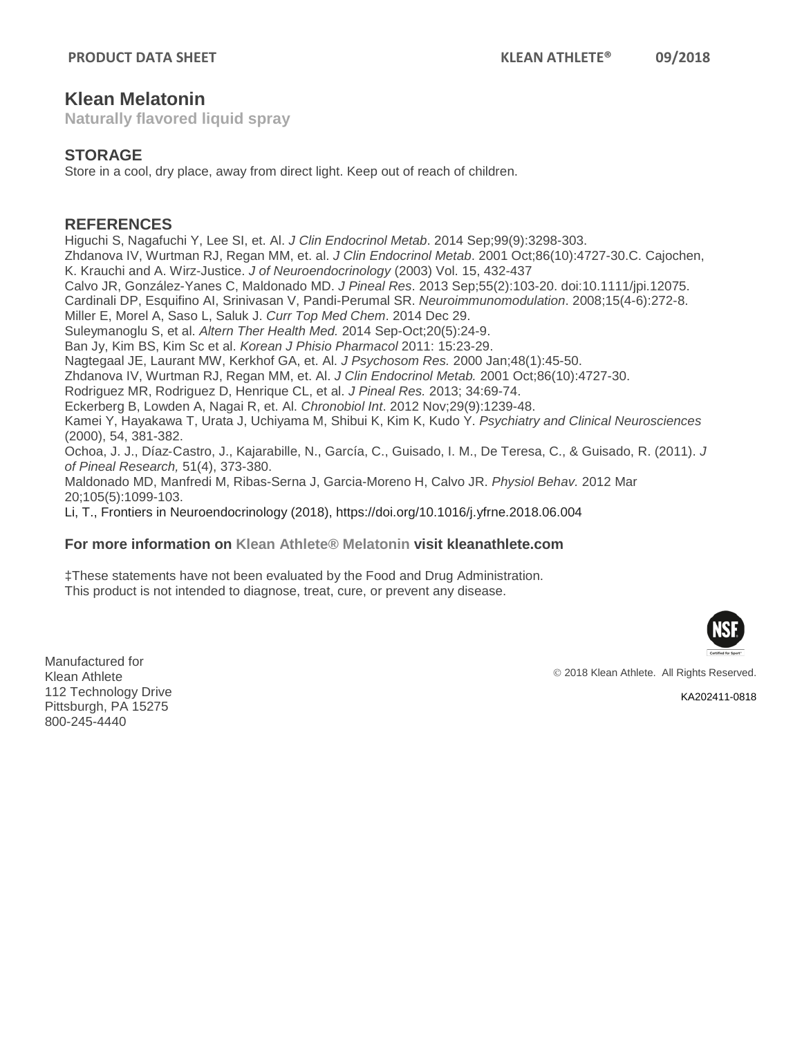# Klean Melatonin

**Naturally flavored liquid spray**

## STORAGE

Store in a cool, dry place, away from direct light. Keep out of reach of children.

## REFERENCES

Higuchi S, Nagafuchi Y, Lee SI, et. Al. *J Clin Endocrinol Metab*. 2014 Sep;99(9):3298-303.
Zhdanova IV, Wurtman RJ, Regan MM, et. al. *J Clin Endocrinol Metab*. 2001 Oct;86(10):4727-30.C. Cajochen, K. Krauchi and A. Wirz-Justice. *J of Neuroendocrinology* (2003) Vol. 15, 432-437
Calvo JR, González-Yanes C, Maldonado MD. *J Pineal Res*. 2013 Sep;55(2):103-20. doi:10.1111/jpi.12075.
Cardinali DP, Esquifino AI, Srinivasan V, Pandi-Perumal SR. *Neuroimmunomodulation*. 2008;15(4-6):272-8.
Miller E, Morel A, Saso L, Saluk J. *Curr Top Med Chem*. 2014 Dec 29.
Suleymanoglu S, et al. *Altern Ther Health Med.* 2014 Sep-Oct;20(5):24-9.
Ban Jy, Kim BS, Kim Sc et al. *Korean J Phisio Pharmacol* 2011: 15:23-29.
Nagtegaal JE, Laurant MW, Kerkhof GA, et. Al. *J Psychosom Res.* 2000 Jan;48(1):45-50.
Zhdanova IV, Wurtman RJ, Regan MM, et. Al. *J Clin Endocrinol Metab.* 2001 Oct;86(10):4727-30.
Rodriguez MR, Rodriguez D, Henrique CL, et al. *J Pineal Res.* 2013; 34:69-74.
Eckerberg B, Lowden A, Nagai R, et. Al. *Chronobiol Int*. 2012 Nov;29(9):1239-48.
Kamei Y, Hayakawa T, Urata J, Uchiyama M, Shibui K, Kim K, Kudo Y. *Psychiatry and Clinical Neurosciences* (2000), 54, 381-382.
Ochoa, J. J., Díaz-Castro, J., Kajarabille, N., García, C., Guisado, I. M., De Teresa, C., & Guisado, R. (2011). *J of Pineal Research,* 51(4), 373-380.
Maldonado MD, Manfredi M, Ribas-Serna J, Garcia-Moreno H, Calvo JR. *Physiol Behav.* 2012 Mar 20;105(5):1099-103.
Li, T., Frontiers in Neuroendocrinology (2018), https://doi.org/10.1016/j.yfrne.2018.06.004

**For more information on Klean Athlete® Melatonin visit kleanathlete.com**

‡These statements have not been evaluated by the Food and Drug Administration.
This product is not intended to diagnose, treat, cure, or prevent any disease.

Manufactured for
Klean Athlete
112 Technology Drive
Pittsburgh, PA 15275
800-245-4440

© 2018 Klean Athlete. All Rights Reserved.

KA202411-0818